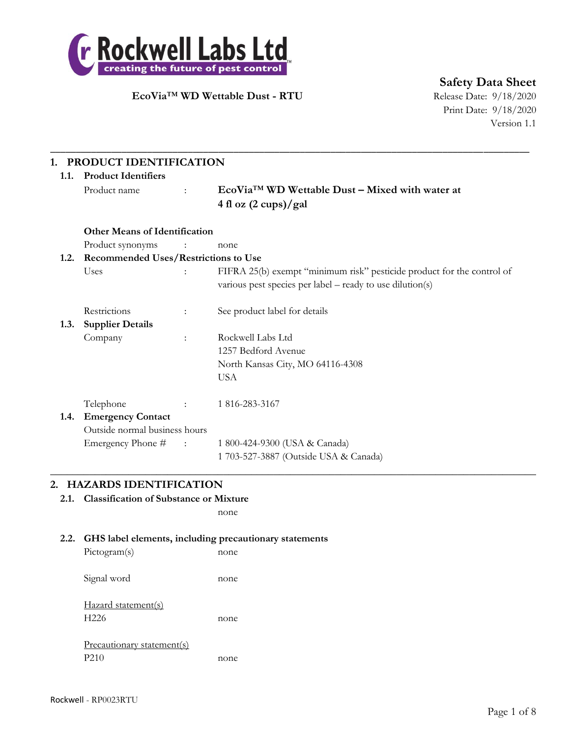Rockwell Labs Ltd
creating the future of pest control

**Safety Data Sheet**
Release Date: 9/18/2020
Print Date: 9/18/2020
Version 1.1

**EcoVia™ WD Wettable Dust - RTU**

## 1. PRODUCT IDENTIFICATION

### 1.1. Product Identifiers

Product name : **EcoVia™ WD Wettable Dust – Mixed with water at 4 fl oz (2 cups)/gal**

**Other Means of Identification**

Product synonyms : none

### 1.2. Recommended Uses/Restrictions to Use

Uses : FIFRA 25(b) exempt "minimum risk" pesticide product for the control of various pest species per label – ready to use dilution(s)

Restrictions : See product label for details

### 1.3. Supplier Details

Company : Rockwell Labs Ltd
1257 Bedford Avenue
North Kansas City, MO 64116-4308
USA

Telephone : 1 816-283-3167

### 1.4. Emergency Contact

Outside normal business hours

Emergency Phone # : 1 800-424-9300 (USA & Canada)
1 703-527-3887 (Outside USA & Canada)

## 2. HAZARDS IDENTIFICATION

### 2.1. Classification of Substance or Mixture

none

### 2.2. GHS label elements, including precautionary statements

Pictogram(s) none

Signal word none

Hazard statement(s)

H226 none

Precautionary statement(s)

P210 none

Rockwell - RP0023RTU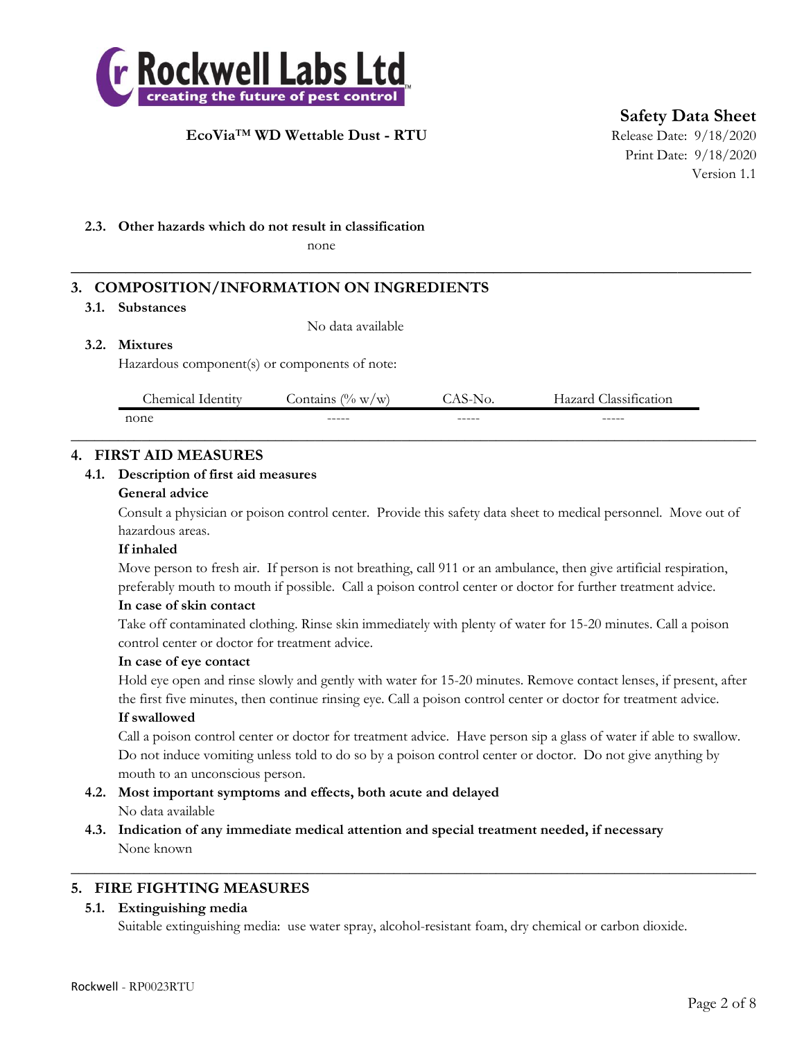### 2.3. Other hazards which do not result in classification

none

## 3. COMPOSITION/INFORMATION ON INGREDIENTS

### 3.1. Substances

No data available

### 3.2. Mixtures

Hazardous component(s) or components of note:

| Chemical Identity | Contains (% w/w) | CAS-No. | Hazard Classification |
|---|---|---|---|
| none | ----- | ----- | ----- |

## 4. FIRST AID MEASURES

### 4.1. Description of first aid measures

**General advice**

Consult a physician or poison control center. Provide this safety data sheet to medical personnel. Move out of hazardous areas.

**If inhaled**

Move person to fresh air. If person is not breathing, call 911 or an ambulance, then give artificial respiration, preferably mouth to mouth if possible. Call a poison control center or doctor for further treatment advice.

**In case of skin contact**

Take off contaminated clothing. Rinse skin immediately with plenty of water for 15-20 minutes. Call a poison control center or doctor for treatment advice.

**In case of eye contact**

Hold eye open and rinse slowly and gently with water for 15-20 minutes. Remove contact lenses, if present, after the first five minutes, then continue rinsing eye. Call a poison control center or doctor for treatment advice.

**If swallowed**

Call a poison control center or doctor for treatment advice. Have person sip a glass of water if able to swallow. Do not induce vomiting unless told to do so by a poison control center or doctor. Do not give anything by mouth to an unconscious person.

### 4.2. Most important symptoms and effects, both acute and delayed

No data available

### 4.3. Indication of any immediate medical attention and special treatment needed, if necessary

None known

## 5. FIRE FIGHTING MEASURES

### 5.1. Extinguishing media

Suitable extinguishing media: use water spray, alcohol-resistant foam, dry chemical or carbon dioxide.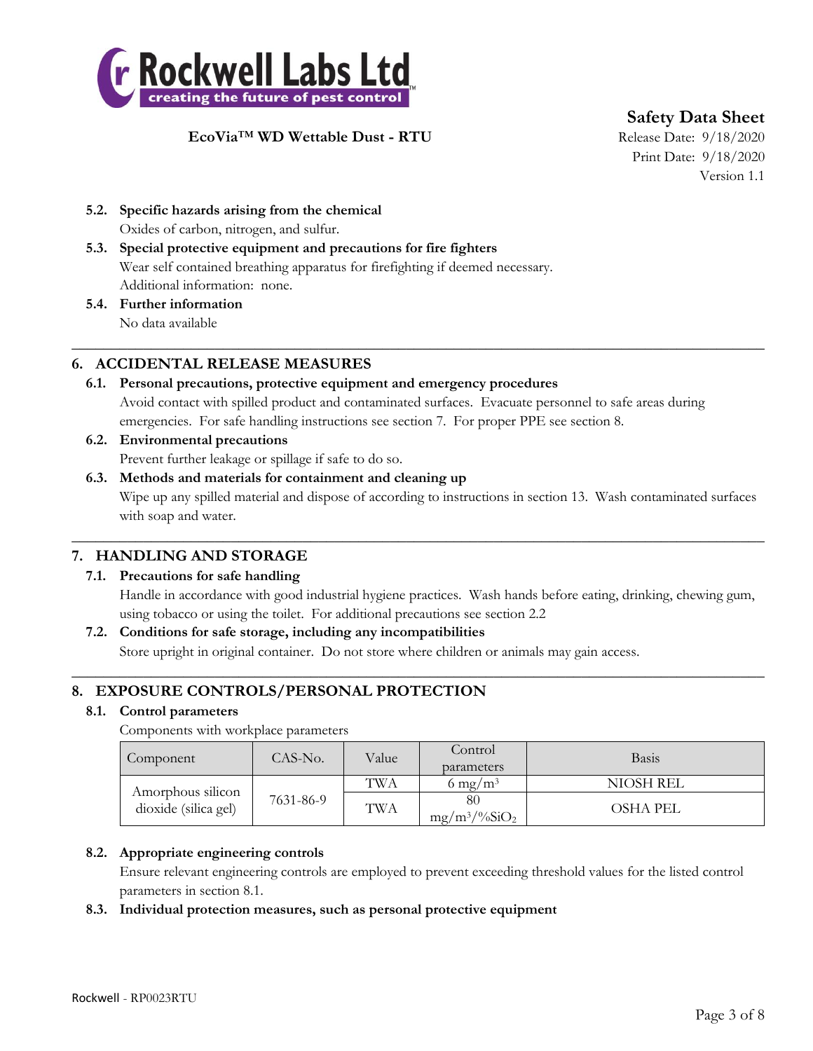### 5.2. Specific hazards arising from the chemical

Oxides of carbon, nitrogen, and sulfur.

### 5.3. Special protective equipment and precautions for fire fighters

Wear self contained breathing apparatus for firefighting if deemed necessary.
Additional information: none.

### 5.4. Further information

No data available

## 6. ACCIDENTAL RELEASE MEASURES

### 6.1. Personal precautions, protective equipment and emergency procedures

Avoid contact with spilled product and contaminated surfaces. Evacuate personnel to safe areas during emergencies. For safe handling instructions see section 7. For proper PPE see section 8.

### 6.2. Environmental precautions

Prevent further leakage or spillage if safe to do so.

### 6.3. Methods and materials for containment and cleaning up

Wipe up any spilled material and dispose of according to instructions in section 13. Wash contaminated surfaces with soap and water.

## 7. HANDLING AND STORAGE

### 7.1. Precautions for safe handling

Handle in accordance with good industrial hygiene practices. Wash hands before eating, drinking, chewing gum, using tobacco or using the toilet. For additional precautions see section 2.2

### 7.2. Conditions for safe storage, including any incompatibilities

Store upright in original container. Do not store where children or animals may gain access.

## 8. EXPOSURE CONTROLS/PERSONAL PROTECTION

### 8.1. Control parameters

Components with workplace parameters

| Component | CAS-No. | Value | Control parameters | Basis |
|---|---|---|---|---|
| Amorphous silicon dioxide (silica gel) | 7631-86-9 | TWA | 6 $mg/m^3$ | NIOSH REL |
| | | TWA | 80 $mg/m^3/\%SiO_2$ | OSHA PEL |

### 8.2. Appropriate engineering controls

Ensure relevant engineering controls are employed to prevent exceeding threshold values for the listed control parameters in section 8.1.

### 8.3. Individual protection measures, such as personal protective equipment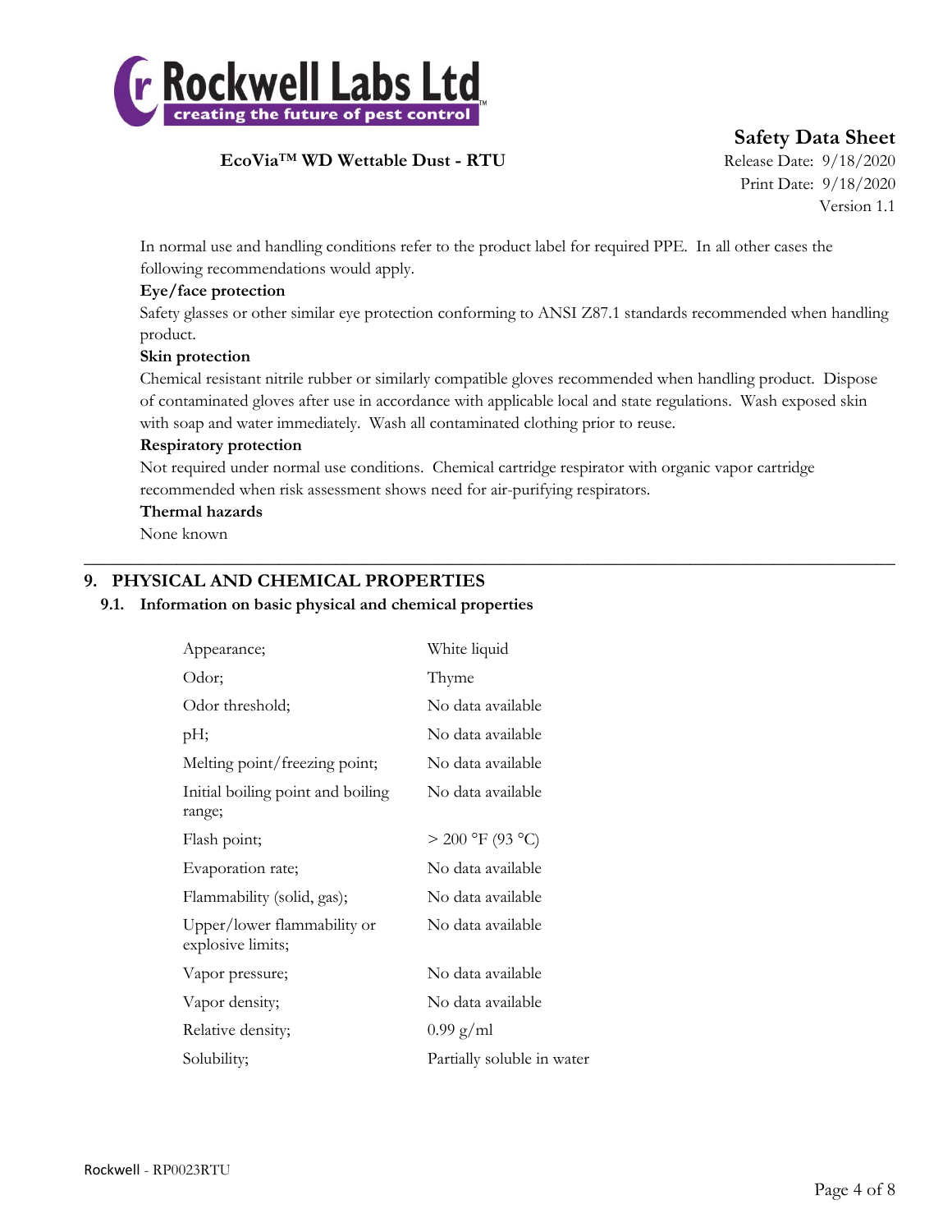In normal use and handling conditions refer to the product label for required PPE. In all other cases the following recommendations would apply.

**Eye/face protection**

Safety glasses or other similar eye protection conforming to ANSI Z87.1 standards recommended when handling product.

**Skin protection**

Chemical resistant nitrile rubber or similarly compatible gloves recommended when handling product. Dispose of contaminated gloves after use in accordance with applicable local and state regulations. Wash exposed skin with soap and water immediately. Wash all contaminated clothing prior to reuse.

**Respiratory protection**

Not required under normal use conditions. Chemical cartridge respirator with organic vapor cartridge recommended when risk assessment shows need for air-purifying respirators.

**Thermal hazards**

None known

## 9. PHYSICAL AND CHEMICAL PROPERTIES

### 9.1. Information on basic physical and chemical properties

| Property | Value |
|---|---|
| Appearance; | White liquid |
| Odor; | Thyme |
| Odor threshold; | No data available |
| pH; | No data available |
| Melting point/freezing point; | No data available |
| Initial boiling point and boiling range; | No data available |
| Flash point; | > 200 °F (93 °C) |
| Evaporation rate; | No data available |
| Flammability (solid, gas); | No data available |
| Upper/lower flammability or explosive limits; | No data available |
| Vapor pressure; | No data available |
| Vapor density; | No data available |
| Relative density; | 0.99 g/ml |
| Solubility; | Partially soluble in water |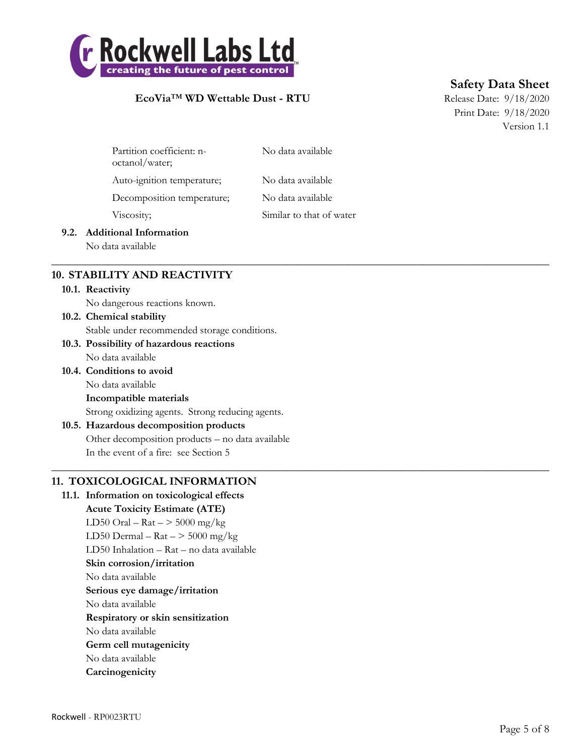| | |
|---|---|
| Partition coefficient: n-octanol/water; | No data available |
| Auto-ignition temperature; | No data available |
| Decomposition temperature; | No data available |
| Viscosity; | Similar to that of water |

### 9.2. Additional Information

No data available

## 10. STABILITY AND REACTIVITY

### 10.1. Reactivity

No dangerous reactions known.

### 10.2. Chemical stability

Stable under recommended storage conditions.

### 10.3. Possibility of hazardous reactions

No data available

### 10.4. Conditions to avoid

No data available

**Incompatible materials**

Strong oxidizing agents. Strong reducing agents.

### 10.5. Hazardous decomposition products

Other decomposition products – no data available

In the event of a fire: see Section 5

## 11. TOXICOLOGICAL INFORMATION

### 11.1. Information on toxicological effects

**Acute Toxicity Estimate (ATE)**

LD50 Oral – Rat – > 5000 mg/kg

LD50 Dermal – Rat – > 5000 mg/kg

LD50 Inhalation – Rat – no data available

**Skin corrosion/irritation**

No data available

**Serious eye damage/irritation**

No data available

**Respiratory or skin sensitization**

No data available

**Germ cell mutagenicity**

No data available

**Carcinogenicity**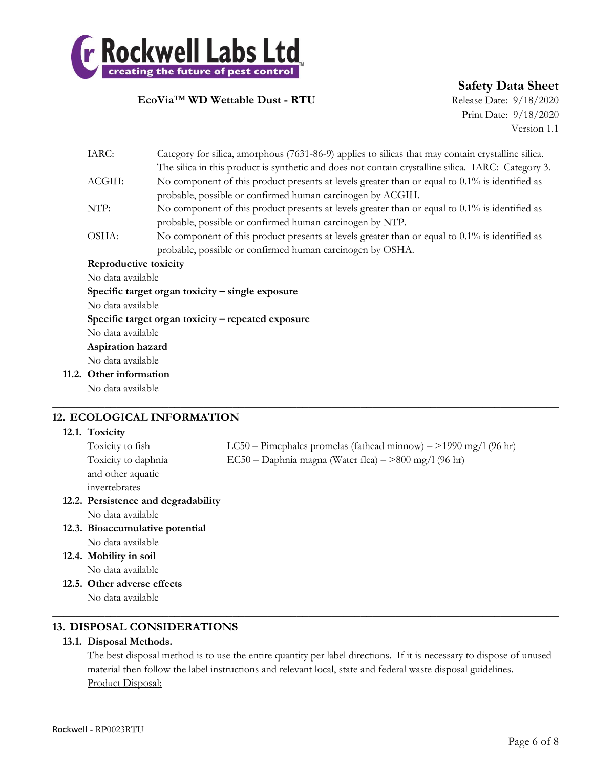| | |
|---|---|
| IARC: | Category for silica, amorphous (7631-86-9) applies to silicas that may contain crystalline silica. The silica in this product is synthetic and does not contain crystalline silica. IARC: Category 3. |
| ACGIH: | No component of this product presents at levels greater than or equal to 0.1% is identified as probable, possible or confirmed human carcinogen by ACGIH. |
| NTP: | No component of this product presents at levels greater than or equal to 0.1% is identified as probable, possible or confirmed human carcinogen by NTP. |
| OSHA: | No component of this product presents at levels greater than or equal to 0.1% is identified as probable, possible or confirmed human carcinogen by OSHA. |

**Reproductive toxicity**

No data available

**Specific target organ toxicity – single exposure**

No data available

**Specific target organ toxicity – repeated exposure**

No data available

**Aspiration hazard**

No data available

### 11.2. Other information

No data available

## 12. ECOLOGICAL INFORMATION

### 12.1. Toxicity

| | |
|---|---|
| Toxicity to fish | LC50 – Pimephales promelas (fathead minnow) – >1990 mg/l (96 hr) |
| Toxicity to daphnia and other aquatic invertebrates | EC50 – Daphnia magna (Water flea) – >800 mg/l (96 hr) |

### 12.2. Persistence and degradability

No data available

### 12.3. Bioaccumulative potential

No data available

### 12.4. Mobility in soil

No data available

### 12.5. Other adverse effects

No data available

## 13. DISPOSAL CONSIDERATIONS

### 13.1. Disposal Methods.

The best disposal method is to use the entire quantity per label directions. If it is necessary to dispose of unused material then follow the label instructions and relevant local, state and federal waste disposal guidelines.

Product Disposal: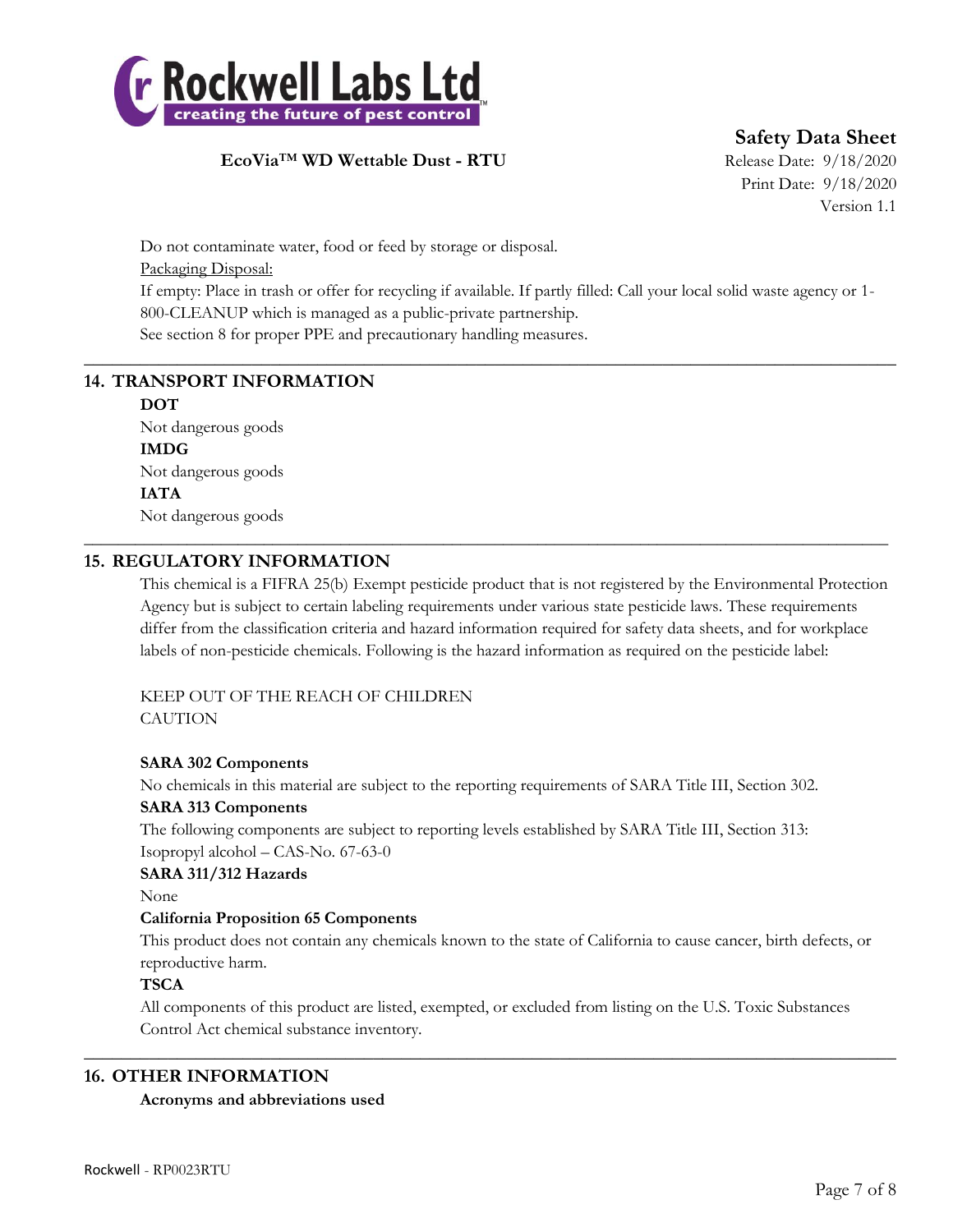Do not contaminate water, food or feed by storage or disposal.

Packaging Disposal:

If empty: Place in trash or offer for recycling if available. If partly filled: Call your local solid waste agency or 1-800-CLEANUP which is managed as a public-private partnership.

See section 8 for proper PPE and precautionary handling measures.

## 14. TRANSPORT INFORMATION

**DOT**

Not dangerous goods

**IMDG**

Not dangerous goods

**IATA**

Not dangerous goods

## 15. REGULATORY INFORMATION

This chemical is a FIFRA 25(b) Exempt pesticide product that is not registered by the Environmental Protection Agency but is subject to certain labeling requirements under various state pesticide laws. These requirements differ from the classification criteria and hazard information required for safety data sheets, and for workplace labels of non-pesticide chemicals. Following is the hazard information as required on the pesticide label:

KEEP OUT OF THE REACH OF CHILDREN
CAUTION

**SARA 302 Components**

No chemicals in this material are subject to the reporting requirements of SARA Title III, Section 302.

**SARA 313 Components**

The following components are subject to reporting levels established by SARA Title III, Section 313:
Isopropyl alcohol – CAS-No. 67-63-0

**SARA 311/312 Hazards**

None

**California Proposition 65 Components**

This product does not contain any chemicals known to the state of California to cause cancer, birth defects, or reproductive harm.

**TSCA**

All components of this product are listed, exempted, or excluded from listing on the U.S. Toxic Substances Control Act chemical substance inventory.

## 16. OTHER INFORMATION

**Acronyms and abbreviations used**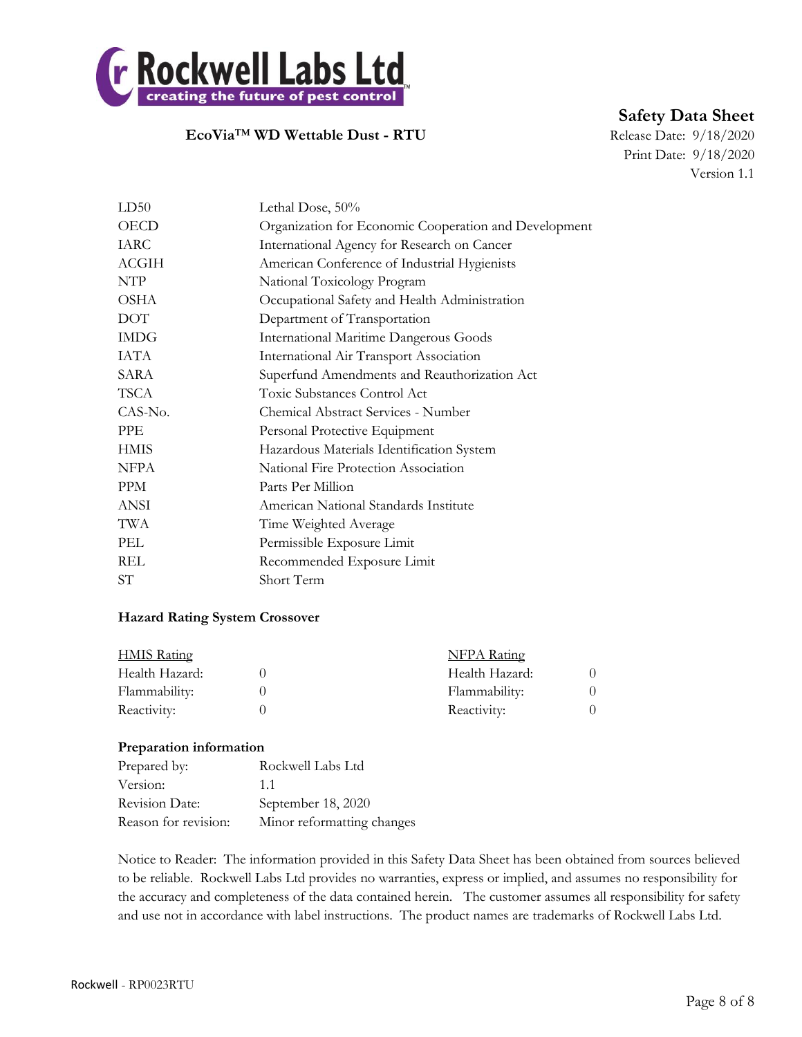| | |
|---|---|
| LD50 | Lethal Dose, 50% |
| OECD | Organization for Economic Cooperation and Development |
| IARC | International Agency for Research on Cancer |
| ACGIH | American Conference of Industrial Hygienists |
| NTP | National Toxicology Program |
| OSHA | Occupational Safety and Health Administration |
| DOT | Department of Transportation |
| IMDG | International Maritime Dangerous Goods |
| IATA | International Air Transport Association |
| SARA | Superfund Amendments and Reauthorization Act |
| TSCA | Toxic Substances Control Act |
| CAS-No. | Chemical Abstract Services - Number |
| PPE | Personal Protective Equipment |
| HMIS | Hazardous Materials Identification System |
| NFPA | National Fire Protection Association |
| PPM | Parts Per Million |
| ANSI | American National Standards Institute |
| TWA | Time Weighted Average |
| PEL | Permissible Exposure Limit |
| REL | Recommended Exposure Limit |
| ST | Short Term |

**Hazard Rating System Crossover**

| HMIS Rating | | NFPA Rating | |
|---|---|---|---|
| Health Hazard: | 0 | Health Hazard: | 0 |
| Flammability: | 0 | Flammability: | 0 |
| Reactivity: | 0 | Reactivity: | 0 |

**Preparation information**

| | |
|---|---|
| Prepared by: | Rockwell Labs Ltd |
| Version: | 1.1 |
| Revision Date: | September 18, 2020 |
| Reason for revision: | Minor reformatting changes |

Notice to Reader: The information provided in this Safety Data Sheet has been obtained from sources believed to be reliable. Rockwell Labs Ltd provides no warranties, express or implied, and assumes no responsibility for the accuracy and completeness of the data contained herein. The customer assumes all responsibility for safety and use not in accordance with label instructions. The product names are trademarks of Rockwell Labs Ltd.